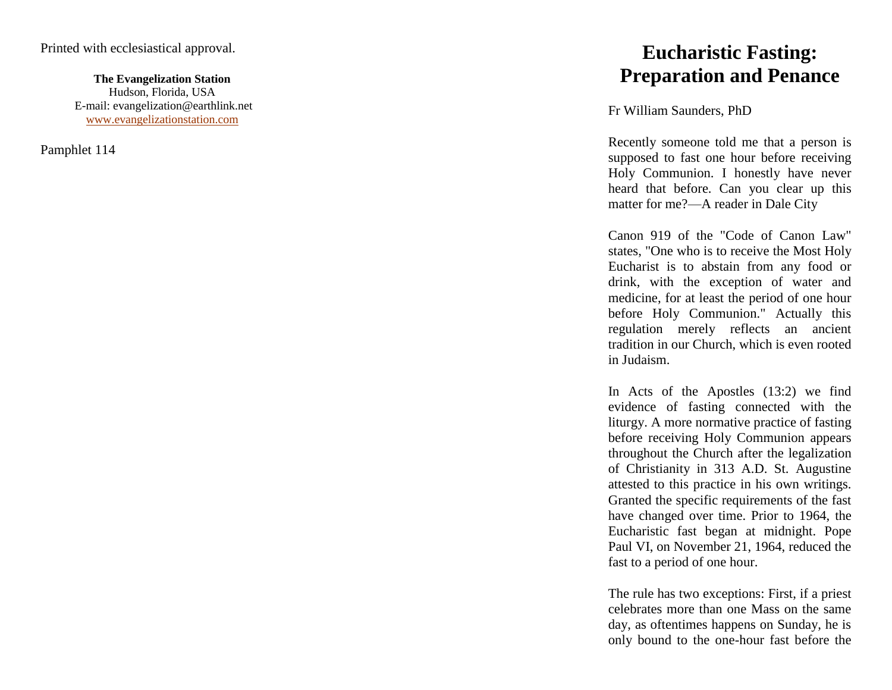Printed with ecclesiastical approval.

**The Evangelization Station**
Hudson, Florida, USA
E-mail: evangelization@earthlink.net
www.evangelizationstation.com

Pamphlet 114

# Eucharistic Fasting: Preparation and Penance

Fr William Saunders, PhD

Recently someone told me that a person is supposed to fast one hour before receiving Holy Communion. I honestly have never heard that before. Can you clear up this matter for me?—A reader in Dale City

Canon 919 of the "Code of Canon Law" states, "One who is to receive the Most Holy Eucharist is to abstain from any food or drink, with the exception of water and medicine, for at least the period of one hour before Holy Communion." Actually this regulation merely reflects an ancient tradition in our Church, which is even rooted in Judaism.

In Acts of the Apostles (13:2) we find evidence of fasting connected with the liturgy. A more normative practice of fasting before receiving Holy Communion appears throughout the Church after the legalization of Christianity in 313 A.D. St. Augustine attested to this practice in his own writings. Granted the specific requirements of the fast have changed over time. Prior to 1964, the Eucharistic fast began at midnight. Pope Paul VI, on November 21, 1964, reduced the fast to a period of one hour.

The rule has two exceptions: First, if a priest celebrates more than one Mass on the same day, as oftentimes happens on Sunday, he is only bound to the one-hour fast before the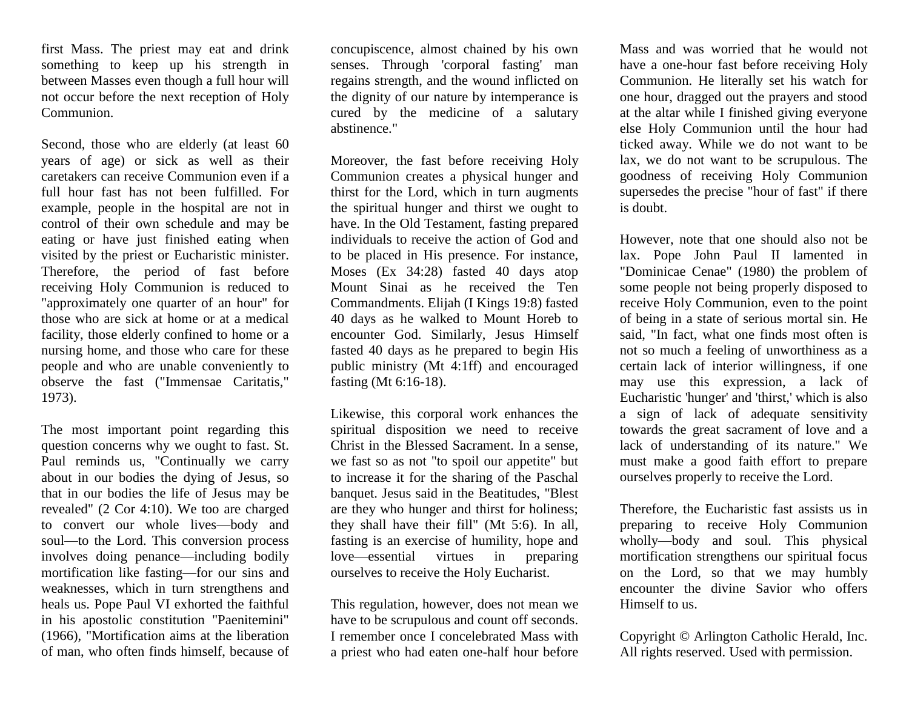first Mass. The priest may eat and drink something to keep up his strength in between Masses even though a full hour will not occur before the next reception of Holy Communion.

Second, those who are elderly (at least 60 years of age) or sick as well as their caretakers can receive Communion even if a full hour fast has not been fulfilled. For example, people in the hospital are not in control of their own schedule and may be eating or have just finished eating when visited by the priest or Eucharistic minister. Therefore, the period of fast before receiving Holy Communion is reduced to "approximately one quarter of an hour" for those who are sick at home or at a medical facility, those elderly confined to home or a nursing home, and those who care for these people and who are unable conveniently to observe the fast ("Immensae Caritatis," 1973).

The most important point regarding this question concerns why we ought to fast. St. Paul reminds us, "Continually we carry about in our bodies the dying of Jesus, so that in our bodies the life of Jesus may be revealed" (2 Cor 4:10). We too are charged to convert our whole lives—body and soul—to the Lord. This conversion process involves doing penance—including bodily mortification like fasting—for our sins and weaknesses, which in turn strengthens and heals us. Pope Paul VI exhorted the faithful in his apostolic constitution "Paenitemini" (1966), "Mortification aims at the liberation of man, who often finds himself, because of concupiscence, almost chained by his own senses. Through 'corporal fasting' man regains strength, and the wound inflicted on the dignity of our nature by intemperance is cured by the medicine of a salutary abstinence."

Moreover, the fast before receiving Holy Communion creates a physical hunger and thirst for the Lord, which in turn augments the spiritual hunger and thirst we ought to have. In the Old Testament, fasting prepared individuals to receive the action of God and to be placed in His presence. For instance, Moses (Ex 34:28) fasted 40 days atop Mount Sinai as he received the Ten Commandments. Elijah (I Kings 19:8) fasted 40 days as he walked to Mount Horeb to encounter God. Similarly, Jesus Himself fasted 40 days as he prepared to begin His public ministry (Mt 4:1ff) and encouraged fasting (Mt 6:16-18).

Likewise, this corporal work enhances the spiritual disposition we need to receive Christ in the Blessed Sacrament. In a sense, we fast so as not "to spoil our appetite" but to increase it for the sharing of the Paschal banquet. Jesus said in the Beatitudes, "Blest are they who hunger and thirst for holiness; they shall have their fill" (Mt 5:6). In all, fasting is an exercise of humility, hope and love—essential virtues in preparing ourselves to receive the Holy Eucharist.

This regulation, however, does not mean we have to be scrupulous and count off seconds. I remember once I concelebrated Mass with a priest who had eaten one-half hour before Mass and was worried that he would not have a one-hour fast before receiving Holy Communion. He literally set his watch for one hour, dragged out the prayers and stood at the altar while I finished giving everyone else Holy Communion until the hour had ticked away. While we do not want to be lax, we do not want to be scrupulous. The goodness of receiving Holy Communion supersedes the precise "hour of fast" if there is doubt.

However, note that one should also not be lax. Pope John Paul II lamented in "Dominicae Cenae" (1980) the problem of some people not being properly disposed to receive Holy Communion, even to the point of being in a state of serious mortal sin. He said, "In fact, what one finds most often is not so much a feeling of unworthiness as a certain lack of interior willingness, if one may use this expression, a lack of Eucharistic 'hunger' and 'thirst,' which is also a sign of lack of adequate sensitivity towards the great sacrament of love and a lack of understanding of its nature." We must make a good faith effort to prepare ourselves properly to receive the Lord.

Therefore, the Eucharistic fast assists us in preparing to receive Holy Communion wholly—body and soul. This physical mortification strengthens our spiritual focus on the Lord, so that we may humbly encounter the divine Savior who offers Himself to us.

Copyright © Arlington Catholic Herald, Inc. All rights reserved. Used with permission.